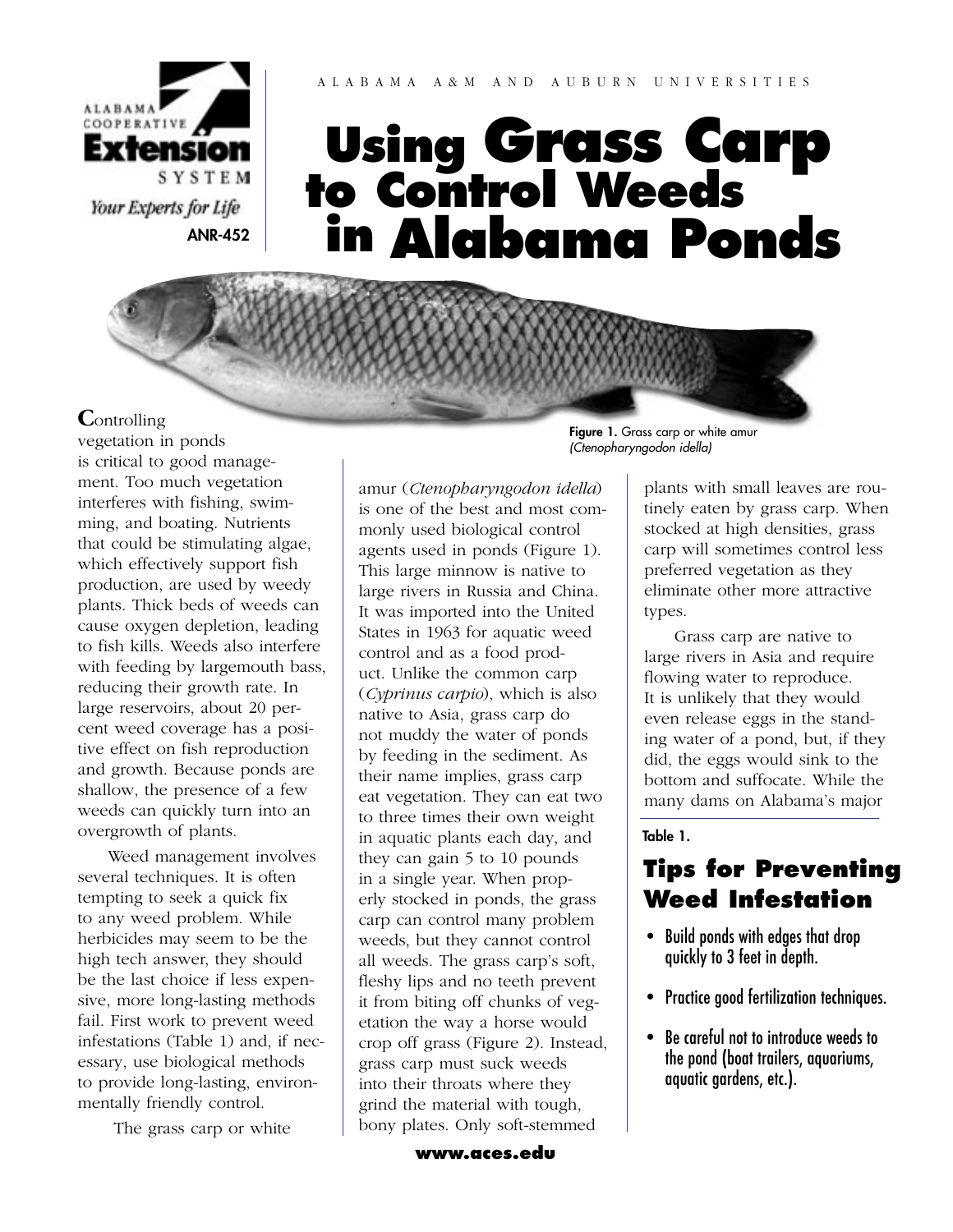ALABAMA A&M AND AUBURN UNIVERSITIES

Alabama Cooperative Extension System

*Your Experts for Life*

ANR-452

# Using Grass Carp to Control Weeds in Alabama Ponds

Figure 1. Grass carp or white amur *(Ctenopharyngodon idella)*

Controlling vegetation in ponds is critical to good management. Too much vegetation interferes with fishing, swimming, and boating. Nutrients that could be stimulating algae, which effectively support fish production, are used by weedy plants. Thick beds of weeds can cause oxygen depletion, leading to fish kills. Weeds also interfere with feeding by largemouth bass, reducing their growth rate. In large reservoirs, about 20 percent weed coverage has a positive effect on fish reproduction and growth. Because ponds are shallow, the presence of a few weeds can quickly turn into an overgrowth of plants.

Weed management involves several techniques. It is often tempting to seek a quick fix to any weed problem. While herbicides may seem to be the high tech answer, they should be the last choice if less expensive, more long-lasting methods fail. First work to prevent weed infestations (Table 1) and, if necessary, use biological methods to provide long-lasting, environmentally friendly control.

The grass carp or white amur (*Ctenopharyngodon idella*) is one of the best and most commonly used biological control agents used in ponds (Figure 1). This large minnow is native to large rivers in Russia and China. It was imported into the United States in 1963 for aquatic weed control and as a food product. Unlike the common carp (*Cyprinus carpio*), which is also native to Asia, grass carp do not muddy the water of ponds by feeding in the sediment. As their name implies, grass carp eat vegetation. They can eat two to three times their own weight in aquatic plants each day, and they can gain 5 to 10 pounds in a single year. When properly stocked in ponds, the grass carp can control many problem weeds, but they cannot control all weeds. The grass carp's soft, fleshy lips and no teeth prevent it from biting off chunks of vegetation the way a horse would crop off grass (Figure 2). Instead, grass carp must suck weeds into their throats where they grind the material with tough, bony plates. Only soft-stemmed plants with small leaves are routinely eaten by grass carp. When stocked at high densities, grass carp will sometimes control less preferred vegetation as they eliminate other more attractive types.

Grass carp are native to large rivers in Asia and require flowing water to reproduce. It is unlikely that they would even release eggs in the standing water of a pond, but, if they did, the eggs would sink to the bottom and suffocate. While the many dams on Alabama's major

**Table 1.**

## Tips for Preventing Weed Infestation

- Build ponds with edges that drop quickly to 3 feet in depth.
- Practice good fertilization techniques.
- Be careful not to introduce weeds to the pond (boat trailers, aquariums, aquatic gardens, etc.).

www.aces.edu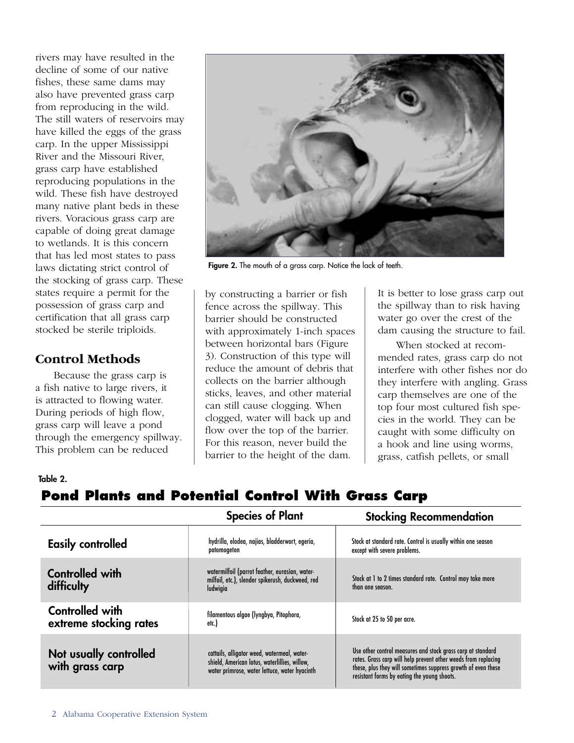rivers may have resulted in the decline of some of our native fishes, these same dams may also have prevented grass carp from reproducing in the wild. The still waters of reservoirs may have killed the eggs of the grass carp. In the upper Mississippi River and the Missouri River, grass carp have established reproducing populations in the wild. These fish have destroyed many native plant beds in these rivers. Voracious grass carp are capable of doing great damage to wetlands. It is this concern that has led most states to pass laws dictating strict control of the stocking of grass carp. These states require a permit for the possession of grass carp and certification that all grass carp stocked be sterile triploids.

**Figure 2.** The mouth of a grass carp. Notice the lack of teeth.

## Control Methods

Because the grass carp is a fish native to large rivers, it is attracted to flowing water. During periods of high flow, grass carp will leave a pond through the emergency spillway. This problem can be reduced by constructing a barrier or fish fence across the spillway. This barrier should be constructed with approximately 1-inch spaces between horizontal bars (Figure 3). Construction of this type will reduce the amount of debris that collects on the barrier although sticks, leaves, and other material can still cause clogging. When clogged, water will back up and flow over the top of the barrier. For this reason, never build the barrier to the height of the dam. It is better to lose grass carp out the spillway than to risk having water go over the crest of the dam causing the structure to fail.

When stocked at recommended rates, grass carp do not interfere with other fishes nor do they interfere with angling. Grass carp themselves are one of the top four most cultured fish species in the world. They can be caught with some difficulty on a hook and line using worms, grass, catfish pellets, or small

**Table 2.**

## Pond Plants and Potential Control With Grass Carp

| | Species of Plant | Stocking Recommendation |
|---|---|---|
| **Easily controlled** | hydrilla, elodea, najias, bladderwort, egeria, potomogeton | Stock at standard rate. Control is usually within one season except with severe problems. |
| **Controlled with difficulty** | watermilfoil (parrot feather, eurasian, water-milfoil, etc.), slender spikerush, duckweed, red ludwigia | Stock at 1 to 2 times standard rate. Control may take more than one season. |
| **Controlled with extreme stocking rates** | filamentous algae (lyngbya, Pitophora, etc.) | Stock at 25 to 50 per acre. |
| **Not usually controlled with grass carp** | cattails, alligator weed, watermeal, water-shield, American lotus, waterlillies, willow, water primrose, water lettuce, water hyacinth | Use other control measures and stock grass carp at standard rates. Grass carp will help prevent other weeds from replacing these, plus they will sometimes suppress growth of even these resistant forms by eating the young shoots. |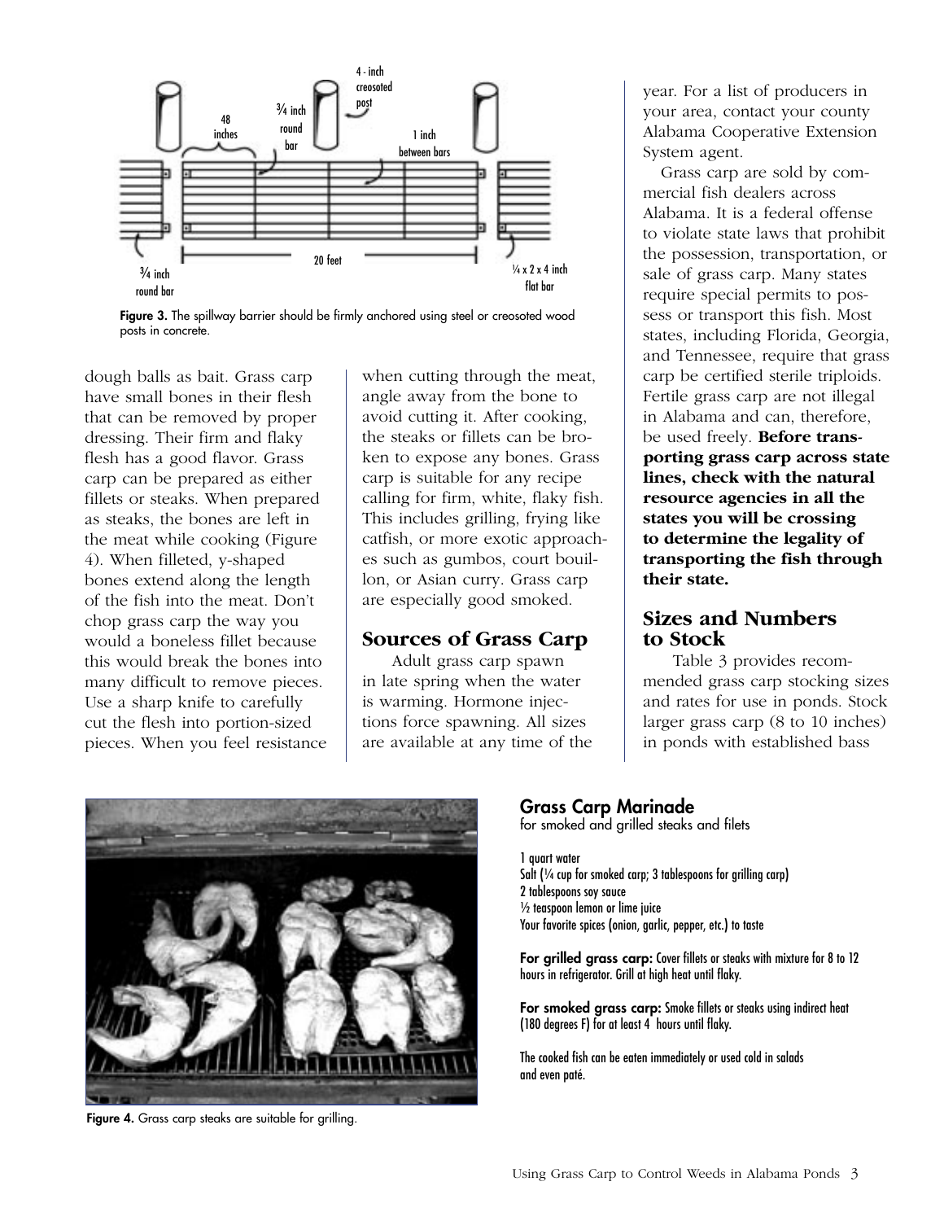Figure 3. The spillway barrier should be firmly anchored using steel or creosoted wood posts in concrete.

dough balls as bait. Grass carp have small bones in their flesh that can be removed by proper dressing. Their firm and flaky flesh has a good flavor. Grass carp can be prepared as either fillets or steaks. When prepared as steaks, the bones are left in the meat while cooking (Figure 4). When filleted, y-shaped bones extend along the length of the fish into the meat. Don't chop grass carp the way you would a boneless fillet because this would break the bones into many difficult to remove pieces. Use a sharp knife to carefully cut the flesh into portion-sized pieces. When you feel resistance when cutting through the meat, angle away from the bone to avoid cutting it. After cooking, the steaks or fillets can be broken to expose any bones. Grass carp is suitable for any recipe calling for firm, white, flaky fish. This includes grilling, frying like catfish, or more exotic approaches such as gumbos, court bouillon, or Asian curry. Grass carp are especially good smoked.

## Sources of Grass Carp

Adult grass carp spawn in late spring when the water is warming. Hormone injections force spawning. All sizes are available at any time of the year. For a list of producers in your area, contact your county Alabama Cooperative Extension System agent.

Grass carp are sold by commercial fish dealers across Alabama. It is a federal offense to violate state laws that prohibit the possession, transportation, or sale of grass carp. Many states require special permits to possess or transport this fish. Most states, including Florida, Georgia, and Tennessee, require that grass carp be certified sterile triploids. Fertile grass carp are not illegal in Alabama and can, therefore, be used freely. **Before transporting grass carp across state lines, check with the natural resource agencies in all the states you will be crossing to determine the legality of transporting the fish through their state.**

## Sizes and Numbers to Stock

Table 3 provides recommended grass carp stocking sizes and rates for use in ponds. Stock larger grass carp (8 to 10 inches) in ponds with established bass

Figure 4. Grass carp steaks are suitable for grilling.

### Grass Carp Marinade

for smoked and grilled steaks and filets

1 quart water
Salt (¼ cup for smoked carp; 3 tablespoons for grilling carp)
2 tablespoons soy sauce
½ teaspoon lemon or lime juice
Your favorite spices (onion, garlic, pepper, etc.) to taste

**For grilled grass carp:** Cover fillets or steaks with mixture for 8 to 12 hours in refrigerator. Grill at high heat until flaky.

**For smoked grass carp:** Smoke fillets or steaks using indirect heat (180 degrees F) for at least 4 hours until flaky.

The cooked fish can be eaten immediately or used cold in salads and even paté.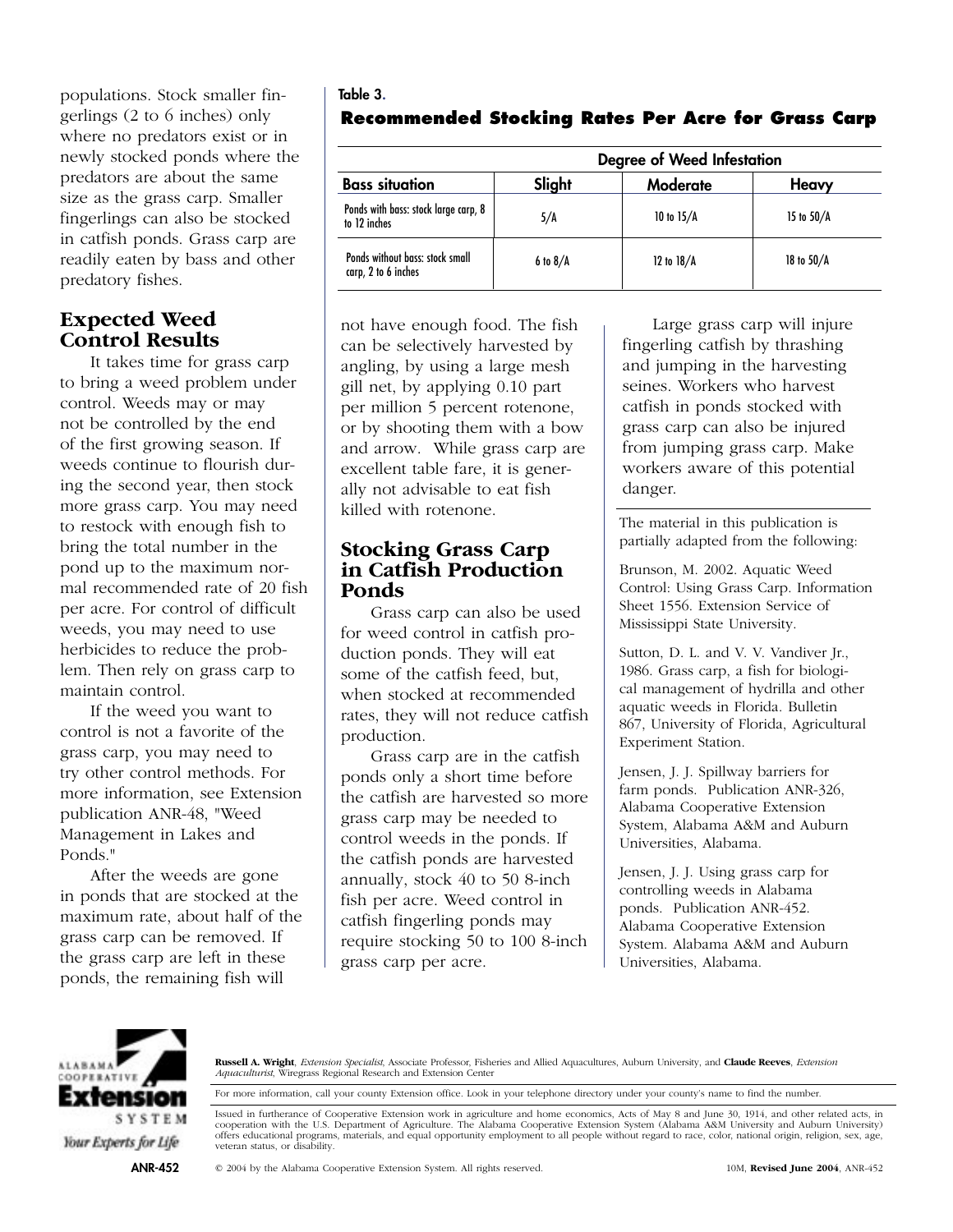populations. Stock smaller fingerlings (2 to 6 inches) only where no predators exist or in newly stocked ponds where the predators are about the same size as the grass carp. Smaller fingerlings can also be stocked in catfish ponds. Grass carp are readily eaten by bass and other predatory fishes.

## Expected Weed Control Results

It takes time for grass carp to bring a weed problem under control. Weeds may or may not be controlled by the end of the first growing season. If weeds continue to flourish during the second year, then stock more grass carp. You may need to restock with enough fish to bring the total number in the pond up to the maximum normal recommended rate of 20 fish per acre. For control of difficult weeds, you may need to use herbicides to reduce the problem. Then rely on grass carp to maintain control.

If the weed you want to control is not a favorite of the grass carp, you may need to try other control methods. For more information, see Extension publication ANR-48, "Weed Management in Lakes and Ponds."

After the weeds are gone in ponds that are stocked at the maximum rate, about half of the grass carp can be removed. If the grass carp are left in these ponds, the remaining fish will not have enough food. The fish can be selectively harvested by angling, by using a large mesh gill net, by applying 0.10 part per million 5 percent rotenone, or by shooting them with a bow and arrow. While grass carp are excellent table fare, it is generally not advisable to eat fish killed with rotenone.

**Table 3.**
**Recommended Stocking Rates Per Acre for Grass Carp**

| | Degree of Weed Infestation | | |
|---|---|---|---|
| **Bass situation** | **Slight** | **Moderate** | **Heavy** |
| Ponds with bass: stock large carp, 8 to 12 inches | 5/A | 10 to 15/A | 15 to 50/A |
| Ponds without bass: stock small carp, 2 to 6 inches | 6 to 8/A | 12 to 18/A | 18 to 50/A |

## Stocking Grass Carp in Catfish Production Ponds

Grass carp can also be used for weed control in catfish production ponds. They will eat some of the catfish feed, but, when stocked at recommended rates, they will not reduce catfish production.

Grass carp are in the catfish ponds only a short time before the catfish are harvested so more grass carp may be needed to control weeds in the ponds. If the catfish ponds are harvested annually, stock 40 to 50 8-inch fish per acre. Weed control in catfish fingerling ponds may require stocking 50 to 100 8-inch grass carp per acre.

Large grass carp will injure fingerling catfish by thrashing and jumping in the harvesting seines. Workers who harvest catfish in ponds stocked with grass carp can also be injured from jumping grass carp. Make workers aware of this potential danger.

---

The material in this publication is partially adapted from the following:

Brunson, M. 2002. Aquatic Weed Control: Using Grass Carp. Information Sheet 1556. Extension Service of Mississippi State University.

Sutton, D. L. and V. V. Vandiver Jr., 1986. Grass carp, a fish for biological management of hydrilla and other aquatic weeds in Florida. Bulletin 867, University of Florida, Agricultural Experiment Station.

Jensen, J. J. Spillway barriers for farm ponds. Publication ANR-326, Alabama Cooperative Extension System, Alabama A&M and Auburn Universities, Alabama.

Jensen, J. J. Using grass carp for controlling weeds in Alabama ponds. Publication ANR-452. Alabama Cooperative Extension System. Alabama A&M and Auburn Universities, Alabama.

---

**Russell A. Wright**, *Extension Specialist*, Associate Professor, Fisheries and Allied Aquacultures, Auburn University, and **Claude Reeves**, *Extension Aquaculturist*, Wiregrass Regional Research and Extension Center

For more information, call your county Extension office. Look in your telephone directory under your county's name to find the number.

Issued in furtherance of Cooperative Extension work in agriculture and home economics, Acts of May 8 and June 30, 1914, and other related acts, in cooperation with the U.S. Department of Agriculture. The Alabama Cooperative Extension System (Alabama A&M University and Auburn University) offers educational programs, materials, and equal opportunity employment to all people without regard to race, color, national origin, religion, sex, age, veteran status, or disability.

Alabama Cooperative Extension System — Your Experts for Life

**ANR-452** © 2004 by the Alabama Cooperative Extension System. All rights reserved. 10M, **Revised June 2004**, ANR-452